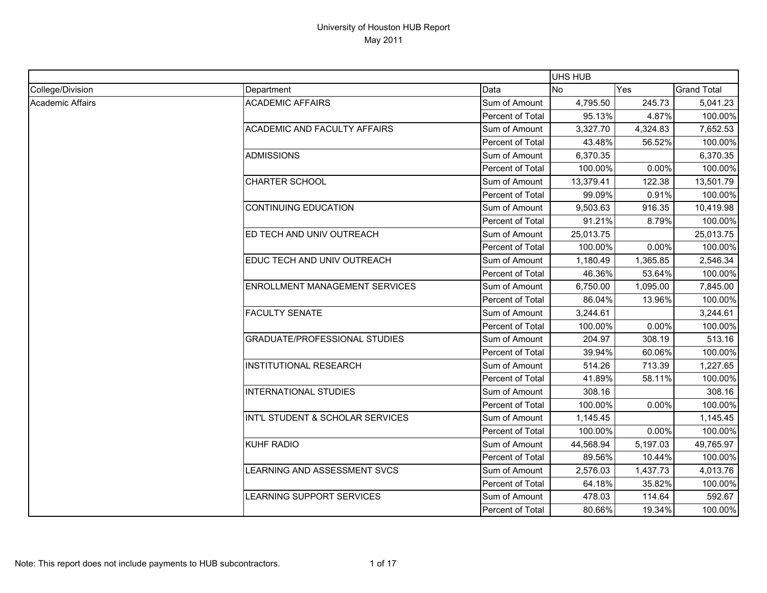# University of Houston HUB Report
May 2011

| | | | UHS HUB | | |
|---|---|---|---|---|---|
| College/Division | Department | Data | No | Yes | Grand Total |
| Academic Affairs | ACADEMIC AFFAIRS | Sum of Amount | 4,795.50 | 245.73 | 5,041.23 |
| | | Percent of Total | 95.13% | 4.87% | 100.00% |
| | ACADEMIC AND FACULTY AFFAIRS | Sum of Amount | 3,327.70 | 4,324.83 | 7,652.53 |
| | | Percent of Total | 43.48% | 56.52% | 100.00% |
| | ADMISSIONS | Sum of Amount | 6,370.35 | | 6,370.35 |
| | | Percent of Total | 100.00% | 0.00% | 100.00% |
| | CHARTER SCHOOL | Sum of Amount | 13,379.41 | 122.38 | 13,501.79 |
| | | Percent of Total | 99.09% | 0.91% | 100.00% |
| | CONTINUING EDUCATION | Sum of Amount | 9,503.63 | 916.35 | 10,419.98 |
| | | Percent of Total | 91.21% | 8.79% | 100.00% |
| | ED TECH AND UNIV OUTREACH | Sum of Amount | 25,013.75 | | 25,013.75 |
| | | Percent of Total | 100.00% | 0.00% | 100.00% |
| | EDUC TECH AND UNIV OUTREACH | Sum of Amount | 1,180.49 | 1,365.85 | 2,546.34 |
| | | Percent of Total | 46.36% | 53.64% | 100.00% |
| | ENROLLMENT MANAGEMENT SERVICES | Sum of Amount | 6,750.00 | 1,095.00 | 7,845.00 |
| | | Percent of Total | 86.04% | 13.96% | 100.00% |
| | FACULTY SENATE | Sum of Amount | 3,244.61 | | 3,244.61 |
| | | Percent of Total | 100.00% | 0.00% | 100.00% |
| | GRADUATE/PROFESSIONAL STUDIES | Sum of Amount | 204.97 | 308.19 | 513.16 |
| | | Percent of Total | 39.94% | 60.06% | 100.00% |
| | INSTITUTIONAL RESEARCH | Sum of Amount | 514.26 | 713.39 | 1,227.65 |
| | | Percent of Total | 41.89% | 58.11% | 100.00% |
| | INTERNATIONAL STUDIES | Sum of Amount | 308.16 | | 308.16 |
| | | Percent of Total | 100.00% | 0.00% | 100.00% |
| | INT'L STUDENT & SCHOLAR SERVICES | Sum of Amount | 1,145.45 | | 1,145.45 |
| | | Percent of Total | 100.00% | 0.00% | 100.00% |
| | KUHF RADIO | Sum of Amount | 44,568.94 | 5,197.03 | 49,765.97 |
| | | Percent of Total | 89.56% | 10.44% | 100.00% |
| | LEARNING AND ASSESSMENT SVCS | Sum of Amount | 2,576.03 | 1,437.73 | 4,013.76 |
| | | Percent of Total | 64.18% | 35.82% | 100.00% |
| | LEARNING SUPPORT SERVICES | Sum of Amount | 478.03 | 114.64 | 592.67 |
| | | Percent of Total | 80.66% | 19.34% | 100.00% |

Note: This report does not include payments to HUB subcontractors.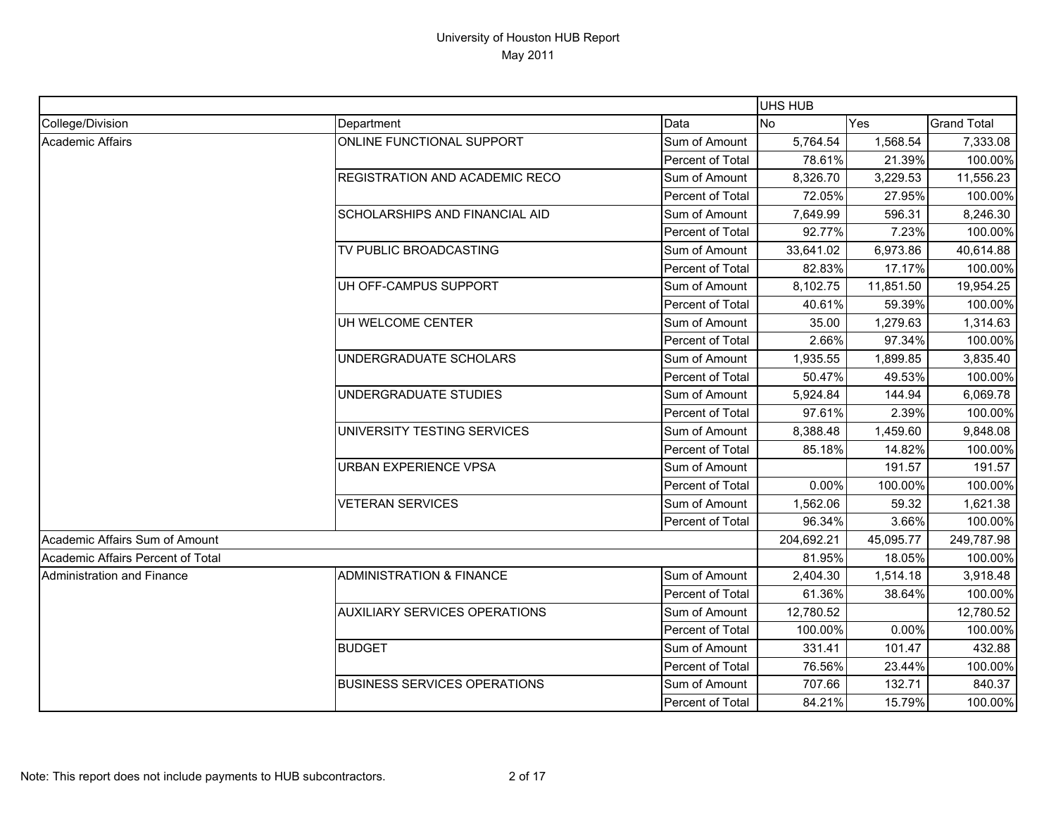# University of Houston HUB Report
May 2011

| College/Division | Department | Data | UHS HUB No | Yes | Grand Total |
|---|---|---|---|---|---|
| Academic Affairs | ONLINE FUNCTIONAL SUPPORT | Sum of Amount | 5,764.54 | 1,568.54 | 7,333.08 |
| | | Percent of Total | 78.61% | 21.39% | 100.00% |
| | REGISTRATION AND ACADEMIC RECO | Sum of Amount | 8,326.70 | 3,229.53 | 11,556.23 |
| | | Percent of Total | 72.05% | 27.95% | 100.00% |
| | SCHOLARSHIPS AND FINANCIAL AID | Sum of Amount | 7,649.99 | 596.31 | 8,246.30 |
| | | Percent of Total | 92.77% | 7.23% | 100.00% |
| | TV PUBLIC BROADCASTING | Sum of Amount | 33,641.02 | 6,973.86 | 40,614.88 |
| | | Percent of Total | 82.83% | 17.17% | 100.00% |
| | UH OFF-CAMPUS SUPPORT | Sum of Amount | 8,102.75 | 11,851.50 | 19,954.25 |
| | | Percent of Total | 40.61% | 59.39% | 100.00% |
| | UH WELCOME CENTER | Sum of Amount | 35.00 | 1,279.63 | 1,314.63 |
| | | Percent of Total | 2.66% | 97.34% | 100.00% |
| | UNDERGRADUATE SCHOLARS | Sum of Amount | 1,935.55 | 1,899.85 | 3,835.40 |
| | | Percent of Total | 50.47% | 49.53% | 100.00% |
| | UNDERGRADUATE STUDIES | Sum of Amount | 5,924.84 | 144.94 | 6,069.78 |
| | | Percent of Total | 97.61% | 2.39% | 100.00% |
| | UNIVERSITY TESTING SERVICES | Sum of Amount | 8,388.48 | 1,459.60 | 9,848.08 |
| | | Percent of Total | 85.18% | 14.82% | 100.00% |
| | URBAN EXPERIENCE VPSA | Sum of Amount | | 191.57 | 191.57 |
| | | Percent of Total | 0.00% | 100.00% | 100.00% |
| | VETERAN SERVICES | Sum of Amount | 1,562.06 | 59.32 | 1,621.38 |
| | | Percent of Total | 96.34% | 3.66% | 100.00% |
| Academic Affairs Sum of Amount | | | 204,692.21 | 45,095.77 | 249,787.98 |
| Academic Affairs Percent of Total | | | 81.95% | 18.05% | 100.00% |
| Administration and Finance | ADMINISTRATION & FINANCE | Sum of Amount | 2,404.30 | 1,514.18 | 3,918.48 |
| | | Percent of Total | 61.36% | 38.64% | 100.00% |
| | AUXILIARY SERVICES OPERATIONS | Sum of Amount | 12,780.52 | | 12,780.52 |
| | | Percent of Total | 100.00% | 0.00% | 100.00% |
| | BUDGET | Sum of Amount | 331.41 | 101.47 | 432.88 |
| | | Percent of Total | 76.56% | 23.44% | 100.00% |
| | BUSINESS SERVICES OPERATIONS | Sum of Amount | 707.66 | 132.71 | 840.37 |
| | | Percent of Total | 84.21% | 15.79% | 100.00% |

Note: This report does not include payments to HUB subcontractors.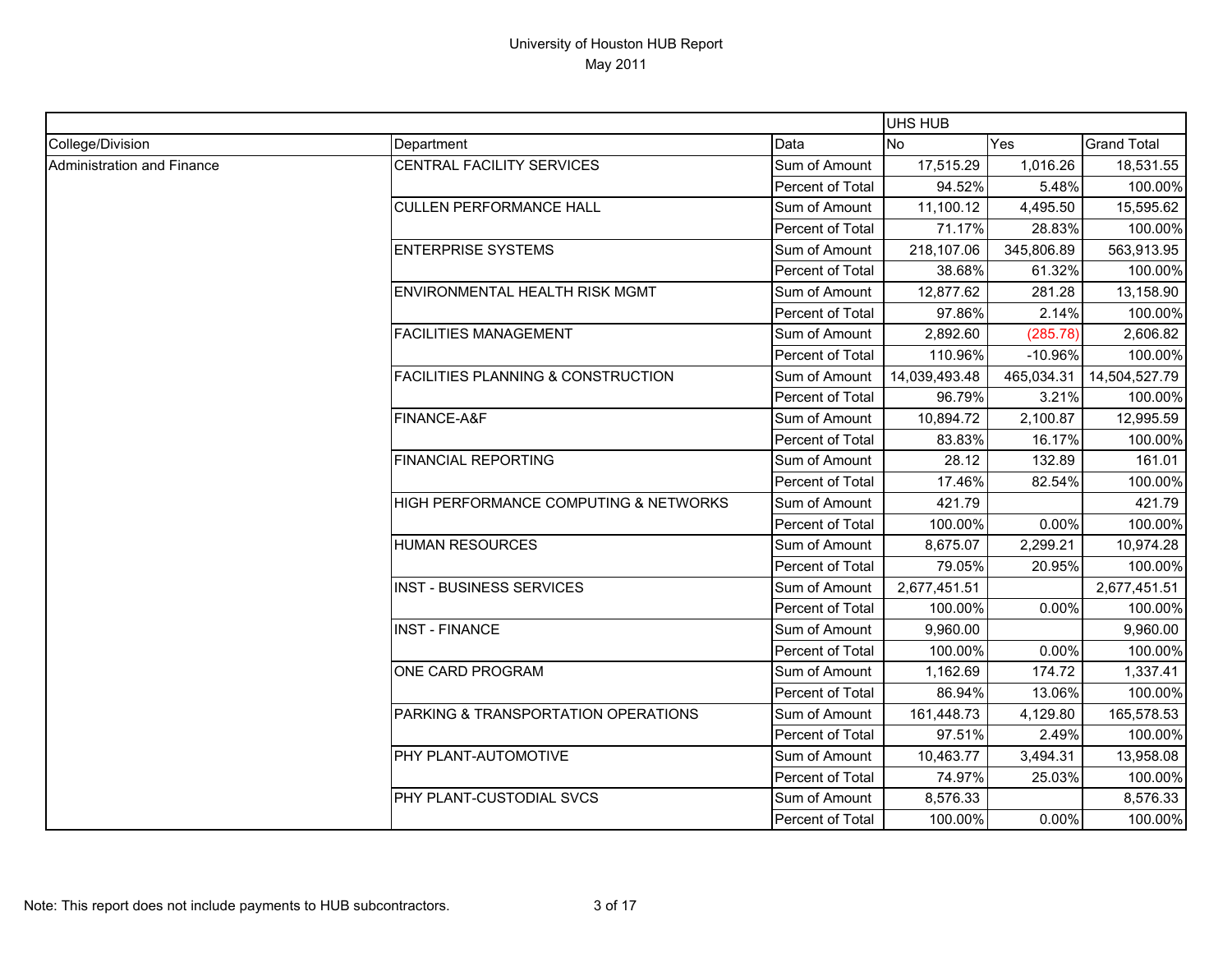# University of Houston HUB Report
May 2011

| | | | UHS HUB | | |
|---|---|---|---|---|---|
| College/Division | Department | Data | No | Yes | Grand Total |
| Administration and Finance | CENTRAL FACILITY SERVICES | Sum of Amount | 17,515.29 | 1,016.26 | 18,531.55 |
| | | Percent of Total | 94.52% | 5.48% | 100.00% |
| | CULLEN PERFORMANCE HALL | Sum of Amount | 11,100.12 | 4,495.50 | 15,595.62 |
| | | Percent of Total | 71.17% | 28.83% | 100.00% |
| | ENTERPRISE SYSTEMS | Sum of Amount | 218,107.06 | 345,806.89 | 563,913.95 |
| | | Percent of Total | 38.68% | 61.32% | 100.00% |
| | ENVIRONMENTAL HEALTH RISK MGMT | Sum of Amount | 12,877.62 | 281.28 | 13,158.90 |
| | | Percent of Total | 97.86% | 2.14% | 100.00% |
| | FACILITIES MANAGEMENT | Sum of Amount | 2,892.60 | (285.78) | 2,606.82 |
| | | Percent of Total | 110.96% | -10.96% | 100.00% |
| | FACILITIES PLANNING & CONSTRUCTION | Sum of Amount | 14,039,493.48 | 465,034.31 | 14,504,527.79 |
| | | Percent of Total | 96.79% | 3.21% | 100.00% |
| | FINANCE-A&F | Sum of Amount | 10,894.72 | 2,100.87 | 12,995.59 |
| | | Percent of Total | 83.83% | 16.17% | 100.00% |
| | FINANCIAL REPORTING | Sum of Amount | 28.12 | 132.89 | 161.01 |
| | | Percent of Total | 17.46% | 82.54% | 100.00% |
| | HIGH PERFORMANCE COMPUTING & NETWORKS | Sum of Amount | 421.79 | | 421.79 |
| | | Percent of Total | 100.00% | 0.00% | 100.00% |
| | HUMAN RESOURCES | Sum of Amount | 8,675.07 | 2,299.21 | 10,974.28 |
| | | Percent of Total | 79.05% | 20.95% | 100.00% |
| | INST - BUSINESS SERVICES | Sum of Amount | 2,677,451.51 | | 2,677,451.51 |
| | | Percent of Total | 100.00% | 0.00% | 100.00% |
| | INST - FINANCE | Sum of Amount | 9,960.00 | | 9,960.00 |
| | | Percent of Total | 100.00% | 0.00% | 100.00% |
| | ONE CARD PROGRAM | Sum of Amount | 1,162.69 | 174.72 | 1,337.41 |
| | | Percent of Total | 86.94% | 13.06% | 100.00% |
| | PARKING & TRANSPORTATION OPERATIONS | Sum of Amount | 161,448.73 | 4,129.80 | 165,578.53 |
| | | Percent of Total | 97.51% | 2.49% | 100.00% |
| | PHY PLANT-AUTOMOTIVE | Sum of Amount | 10,463.77 | 3,494.31 | 13,958.08 |
| | | Percent of Total | 74.97% | 25.03% | 100.00% |
| | PHY PLANT-CUSTODIAL SVCS | Sum of Amount | 8,576.33 | | 8,576.33 |
| | | Percent of Total | 100.00% | 0.00% | 100.00% |

Note: This report does not include payments to HUB subcontractors.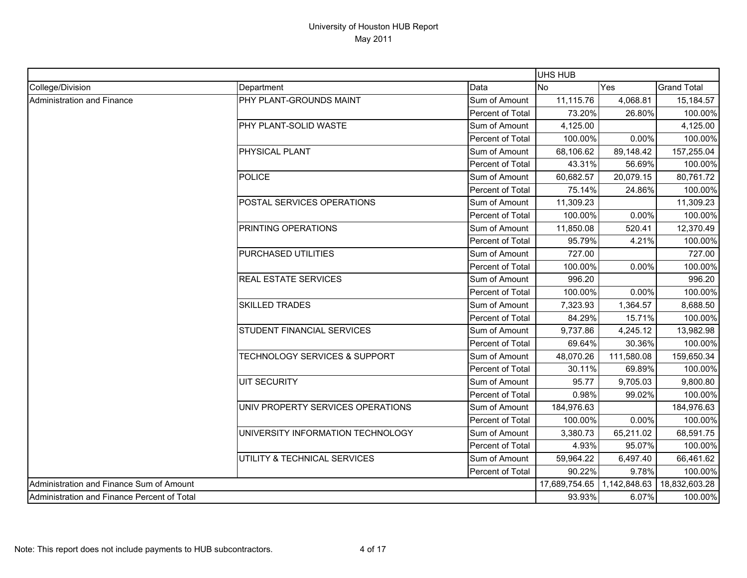# University of Houston HUB Report

May 2011

| | | | UHS HUB | | |
|---|---|---|---|---|---|
| College/Division | Department | Data | No | Yes | Grand Total |
| Administration and Finance | PHY PLANT-GROUNDS MAINT | Sum of Amount | 11,115.76 | 4,068.81 | 15,184.57 |
| | | Percent of Total | 73.20% | 26.80% | 100.00% |
| | PHY PLANT-SOLID WASTE | Sum of Amount | 4,125.00 | | 4,125.00 |
| | | Percent of Total | 100.00% | 0.00% | 100.00% |
| | PHYSICAL PLANT | Sum of Amount | 68,106.62 | 89,148.42 | 157,255.04 |
| | | Percent of Total | 43.31% | 56.69% | 100.00% |
| | POLICE | Sum of Amount | 60,682.57 | 20,079.15 | 80,761.72 |
| | | Percent of Total | 75.14% | 24.86% | 100.00% |
| | POSTAL SERVICES OPERATIONS | Sum of Amount | 11,309.23 | | 11,309.23 |
| | | Percent of Total | 100.00% | 0.00% | 100.00% |
| | PRINTING OPERATIONS | Sum of Amount | 11,850.08 | 520.41 | 12,370.49 |
| | | Percent of Total | 95.79% | 4.21% | 100.00% |
| | PURCHASED UTILITIES | Sum of Amount | 727.00 | | 727.00 |
| | | Percent of Total | 100.00% | 0.00% | 100.00% |
| | REAL ESTATE SERVICES | Sum of Amount | 996.20 | | 996.20 |
| | | Percent of Total | 100.00% | 0.00% | 100.00% |
| | SKILLED TRADES | Sum of Amount | 7,323.93 | 1,364.57 | 8,688.50 |
| | | Percent of Total | 84.29% | 15.71% | 100.00% |
| | STUDENT FINANCIAL SERVICES | Sum of Amount | 9,737.86 | 4,245.12 | 13,982.98 |
| | | Percent of Total | 69.64% | 30.36% | 100.00% |
| | TECHNOLOGY SERVICES & SUPPORT | Sum of Amount | 48,070.26 | 111,580.08 | 159,650.34 |
| | | Percent of Total | 30.11% | 69.89% | 100.00% |
| | UIT SECURITY | Sum of Amount | 95.77 | 9,705.03 | 9,800.80 |
| | | Percent of Total | 0.98% | 99.02% | 100.00% |
| | UNIV PROPERTY SERVICES OPERATIONS | Sum of Amount | 184,976.63 | | 184,976.63 |
| | | Percent of Total | 100.00% | 0.00% | 100.00% |
| | UNIVERSITY INFORMATION TECHNOLOGY | Sum of Amount | 3,380.73 | 65,211.02 | 68,591.75 |
| | | Percent of Total | 4.93% | 95.07% | 100.00% |
| | UTILITY & TECHNICAL SERVICES | Sum of Amount | 59,964.22 | 6,497.40 | 66,461.62 |
| | | Percent of Total | 90.22% | 9.78% | 100.00% |
| Administration and Finance Sum of Amount | | | 17,689,754.65 | 1,142,848.63 | 18,832,603.28 |
| Administration and Finance Percent of Total | | | 93.93% | 6.07% | 100.00% |

Note: This report does not include payments to HUB subcontractors.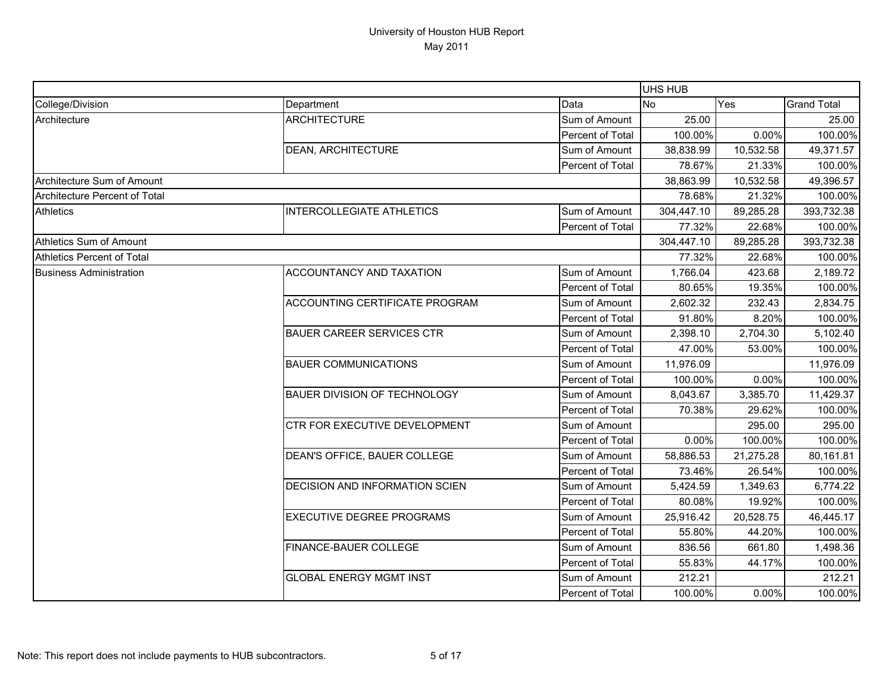# University of Houston HUB Report
May 2011

| | | | UHS HUB | | |
|---|---|---|---|---|---|
| College/Division | Department | Data | No | Yes | Grand Total |
| Architecture | ARCHITECTURE | Sum of Amount | 25.00 | | 25.00 |
| | | Percent of Total | 100.00% | 0.00% | 100.00% |
| | DEAN, ARCHITECTURE | Sum of Amount | 38,838.99 | 10,532.58 | 49,371.57 |
| | | Percent of Total | 78.67% | 21.33% | 100.00% |
| Architecture Sum of Amount | | | 38,863.99 | 10,532.58 | 49,396.57 |
| Architecture Percent of Total | | | 78.68% | 21.32% | 100.00% |
| Athletics | INTERCOLLEGIATE ATHLETICS | Sum of Amount | 304,447.10 | 89,285.28 | 393,732.38 |
| | | Percent of Total | 77.32% | 22.68% | 100.00% |
| Athletics Sum of Amount | | | 304,447.10 | 89,285.28 | 393,732.38 |
| Athletics Percent of Total | | | 77.32% | 22.68% | 100.00% |
| Business Administration | ACCOUNTANCY AND TAXATION | Sum of Amount | 1,766.04 | 423.68 | 2,189.72 |
| | | Percent of Total | 80.65% | 19.35% | 100.00% |
| | ACCOUNTING CERTIFICATE PROGRAM | Sum of Amount | 2,602.32 | 232.43 | 2,834.75 |
| | | Percent of Total | 91.80% | 8.20% | 100.00% |
| | BAUER CAREER SERVICES CTR | Sum of Amount | 2,398.10 | 2,704.30 | 5,102.40 |
| | | Percent of Total | 47.00% | 53.00% | 100.00% |
| | BAUER COMMUNICATIONS | Sum of Amount | 11,976.09 | | 11,976.09 |
| | | Percent of Total | 100.00% | 0.00% | 100.00% |
| | BAUER DIVISION OF TECHNOLOGY | Sum of Amount | 8,043.67 | 3,385.70 | 11,429.37 |
| | | Percent of Total | 70.38% | 29.62% | 100.00% |
| | CTR FOR EXECUTIVE DEVELOPMENT | Sum of Amount | | 295.00 | 295.00 |
| | | Percent of Total | 0.00% | 100.00% | 100.00% |
| | DEAN'S OFFICE, BAUER COLLEGE | Sum of Amount | 58,886.53 | 21,275.28 | 80,161.81 |
| | | Percent of Total | 73.46% | 26.54% | 100.00% |
| | DECISION AND INFORMATION SCIEN | Sum of Amount | 5,424.59 | 1,349.63 | 6,774.22 |
| | | Percent of Total | 80.08% | 19.92% | 100.00% |
| | EXECUTIVE DEGREE PROGRAMS | Sum of Amount | 25,916.42 | 20,528.75 | 46,445.17 |
| | | Percent of Total | 55.80% | 44.20% | 100.00% |
| | FINANCE-BAUER COLLEGE | Sum of Amount | 836.56 | 661.80 | 1,498.36 |
| | | Percent of Total | 55.83% | 44.17% | 100.00% |
| | GLOBAL ENERGY MGMT INST | Sum of Amount | 212.21 | | 212.21 |
| | | Percent of Total | 100.00% | 0.00% | 100.00% |

Note: This report does not include payments to HUB subcontractors.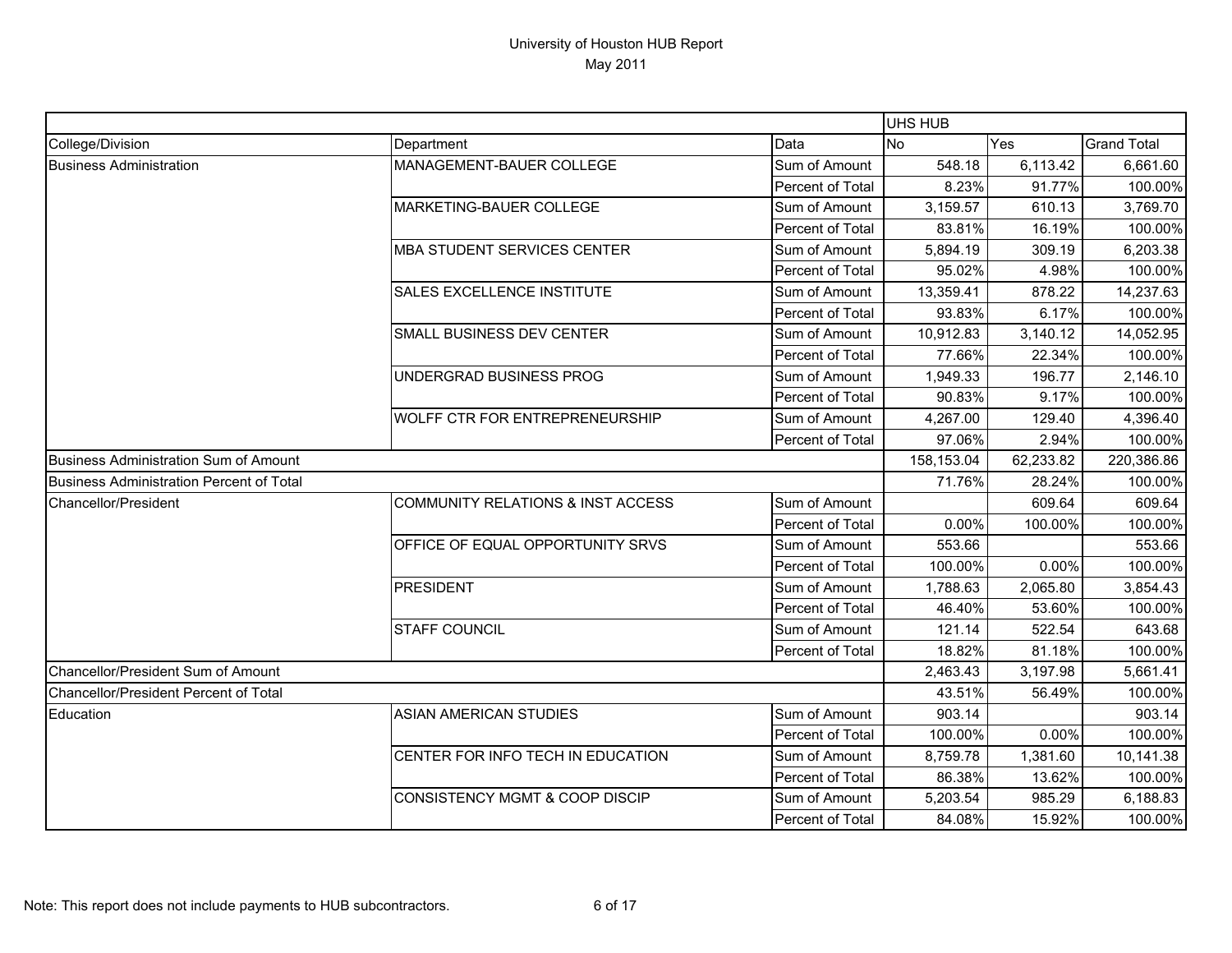# University of Houston HUB Report

May 2011

| | | | UHS HUB | | |
|---|---|---|---|---|---|
| College/Division | Department | Data | No | Yes | Grand Total |
| Business Administration | MANAGEMENT-BAUER COLLEGE | Sum of Amount | 548.18 | 6,113.42 | 6,661.60 |
| | | Percent of Total | 8.23% | 91.77% | 100.00% |
| | MARKETING-BAUER COLLEGE | Sum of Amount | 3,159.57 | 610.13 | 3,769.70 |
| | | Percent of Total | 83.81% | 16.19% | 100.00% |
| | MBA STUDENT SERVICES CENTER | Sum of Amount | 5,894.19 | 309.19 | 6,203.38 |
| | | Percent of Total | 95.02% | 4.98% | 100.00% |
| | SALES EXCELLENCE INSTITUTE | Sum of Amount | 13,359.41 | 878.22 | 14,237.63 |
| | | Percent of Total | 93.83% | 6.17% | 100.00% |
| | SMALL BUSINESS DEV CENTER | Sum of Amount | 10,912.83 | 3,140.12 | 14,052.95 |
| | | Percent of Total | 77.66% | 22.34% | 100.00% |
| | UNDERGRAD BUSINESS PROG | Sum of Amount | 1,949.33 | 196.77 | 2,146.10 |
| | | Percent of Total | 90.83% | 9.17% | 100.00% |
| | WOLFF CTR FOR ENTREPRENEURSHIP | Sum of Amount | 4,267.00 | 129.40 | 4,396.40 |
| | | Percent of Total | 97.06% | 2.94% | 100.00% |
| Business Administration Sum of Amount | | | 158,153.04 | 62,233.82 | 220,386.86 |
| Business Administration Percent of Total | | | 71.76% | 28.24% | 100.00% |
| Chancellor/President | COMMUNITY RELATIONS & INST ACCESS | Sum of Amount | | 609.64 | 609.64 |
| | | Percent of Total | 0.00% | 100.00% | 100.00% |
| | OFFICE OF EQUAL OPPORTUNITY SRVS | Sum of Amount | 553.66 | | 553.66 |
| | | Percent of Total | 100.00% | 0.00% | 100.00% |
| | PRESIDENT | Sum of Amount | 1,788.63 | 2,065.80 | 3,854.43 |
| | | Percent of Total | 46.40% | 53.60% | 100.00% |
| | STAFF COUNCIL | Sum of Amount | 121.14 | 522.54 | 643.68 |
| | | Percent of Total | 18.82% | 81.18% | 100.00% |
| Chancellor/President Sum of Amount | | | 2,463.43 | 3,197.98 | 5,661.41 |
| Chancellor/President Percent of Total | | | 43.51% | 56.49% | 100.00% |
| Education | ASIAN AMERICAN STUDIES | Sum of Amount | 903.14 | | 903.14 |
| | | Percent of Total | 100.00% | 0.00% | 100.00% |
| | CENTER FOR INFO TECH IN EDUCATION | Sum of Amount | 8,759.78 | 1,381.60 | 10,141.38 |
| | | Percent of Total | 86.38% | 13.62% | 100.00% |
| | CONSISTENCY MGMT & COOP DISCIP | Sum of Amount | 5,203.54 | 985.29 | 6,188.83 |
| | | Percent of Total | 84.08% | 15.92% | 100.00% |

Note: This report does not include payments to HUB subcontractors.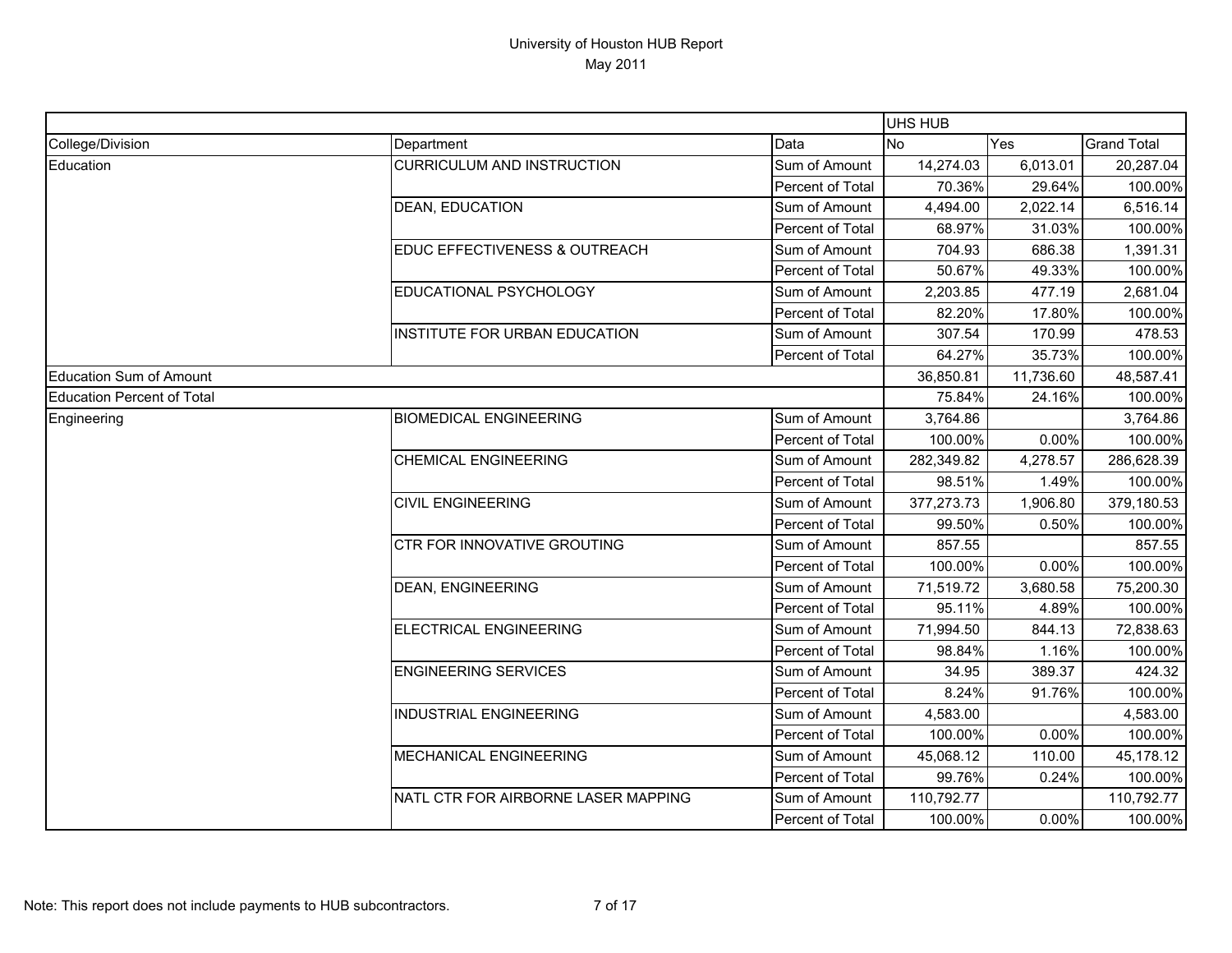# University of Houston HUB Report
May 2011

| | | | UHS HUB | | |
|---|---|---|---|---|---|
| College/Division | Department | Data | No | Yes | Grand Total |
| Education | CURRICULUM AND INSTRUCTION | Sum of Amount | 14,274.03 | 6,013.01 | 20,287.04 |
| | | Percent of Total | 70.36% | 29.64% | 100.00% |
| | DEAN, EDUCATION | Sum of Amount | 4,494.00 | 2,022.14 | 6,516.14 |
| | | Percent of Total | 68.97% | 31.03% | 100.00% |
| | EDUC EFFECTIVENESS & OUTREACH | Sum of Amount | 704.93 | 686.38 | 1,391.31 |
| | | Percent of Total | 50.67% | 49.33% | 100.00% |
| | EDUCATIONAL PSYCHOLOGY | Sum of Amount | 2,203.85 | 477.19 | 2,681.04 |
| | | Percent of Total | 82.20% | 17.80% | 100.00% |
| | INSTITUTE FOR URBAN EDUCATION | Sum of Amount | 307.54 | 170.99 | 478.53 |
| | | Percent of Total | 64.27% | 35.73% | 100.00% |
| Education Sum of Amount | | | 36,850.81 | 11,736.60 | 48,587.41 |
| Education Percent of Total | | | 75.84% | 24.16% | 100.00% |
| Engineering | BIOMEDICAL ENGINEERING | Sum of Amount | 3,764.86 | | 3,764.86 |
| | | Percent of Total | 100.00% | 0.00% | 100.00% |
| | CHEMICAL ENGINEERING | Sum of Amount | 282,349.82 | 4,278.57 | 286,628.39 |
| | | Percent of Total | 98.51% | 1.49% | 100.00% |
| | CIVIL ENGINEERING | Sum of Amount | 377,273.73 | 1,906.80 | 379,180.53 |
| | | Percent of Total | 99.50% | 0.50% | 100.00% |
| | CTR FOR INNOVATIVE GROUTING | Sum of Amount | 857.55 | | 857.55 |
| | | Percent of Total | 100.00% | 0.00% | 100.00% |
| | DEAN, ENGINEERING | Sum of Amount | 71,519.72 | 3,680.58 | 75,200.30 |
| | | Percent of Total | 95.11% | 4.89% | 100.00% |
| | ELECTRICAL ENGINEERING | Sum of Amount | 71,994.50 | 844.13 | 72,838.63 |
| | | Percent of Total | 98.84% | 1.16% | 100.00% |
| | ENGINEERING SERVICES | Sum of Amount | 34.95 | 389.37 | 424.32 |
| | | Percent of Total | 8.24% | 91.76% | 100.00% |
| | INDUSTRIAL ENGINEERING | Sum of Amount | 4,583.00 | | 4,583.00 |
| | | Percent of Total | 100.00% | 0.00% | 100.00% |
| | MECHANICAL ENGINEERING | Sum of Amount | 45,068.12 | 110.00 | 45,178.12 |
| | | Percent of Total | 99.76% | 0.24% | 100.00% |
| | NATL CTR FOR AIRBORNE LASER MAPPING | Sum of Amount | 110,792.77 | | 110,792.77 |
| | | Percent of Total | 100.00% | 0.00% | 100.00% |

Note: This report does not include payments to HUB subcontractors.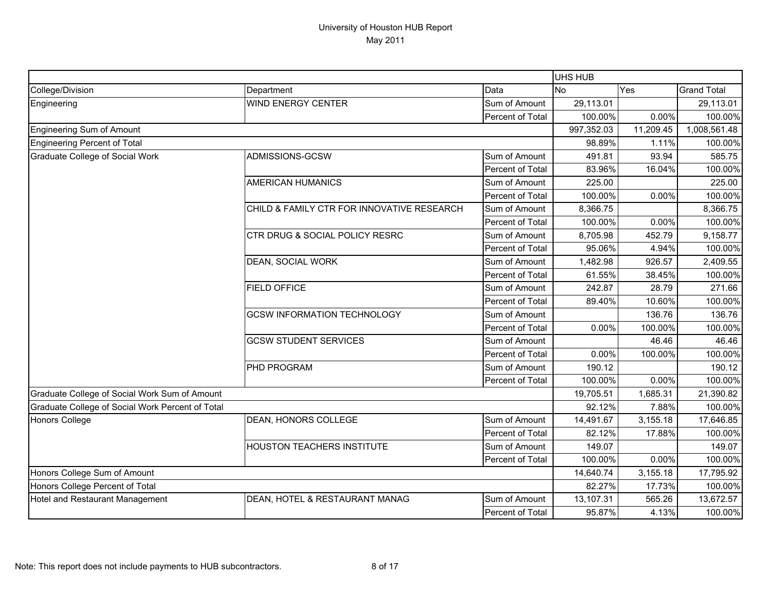University of Houston HUB Report
May 2011

| | | | UHS HUB | | |
|---|---|---|---|---|---|
| College/Division | Department | Data | No | Yes | Grand Total |
| Engineering | WIND ENERGY CENTER | Sum of Amount | 29,113.01 | | 29,113.01 |
| | | Percent of Total | 100.00% | 0.00% | 100.00% |
| Engineering Sum of Amount | | | 997,352.03 | 11,209.45 | 1,008,561.48 |
| Engineering Percent of Total | | | 98.89% | 1.11% | 100.00% |
| Graduate College of Social Work | ADMISSIONS-GCSW | Sum of Amount | 491.81 | 93.94 | 585.75 |
| | | Percent of Total | 83.96% | 16.04% | 100.00% |
| | AMERICAN HUMANICS | Sum of Amount | 225.00 | | 225.00 |
| | | Percent of Total | 100.00% | 0.00% | 100.00% |
| | CHILD & FAMILY CTR FOR INNOVATIVE RESEARCH | Sum of Amount | 8,366.75 | | 8,366.75 |
| | | Percent of Total | 100.00% | 0.00% | 100.00% |
| | CTR DRUG & SOCIAL POLICY RESRC | Sum of Amount | 8,705.98 | 452.79 | 9,158.77 |
| | | Percent of Total | 95.06% | 4.94% | 100.00% |
| | DEAN, SOCIAL WORK | Sum of Amount | 1,482.98 | 926.57 | 2,409.55 |
| | | Percent of Total | 61.55% | 38.45% | 100.00% |
| | FIELD OFFICE | Sum of Amount | 242.87 | 28.79 | 271.66 |
| | | Percent of Total | 89.40% | 10.60% | 100.00% |
| | GCSW INFORMATION TECHNOLOGY | Sum of Amount | | 136.76 | 136.76 |
| | | Percent of Total | 0.00% | 100.00% | 100.00% |
| | GCSW STUDENT SERVICES | Sum of Amount | | 46.46 | 46.46 |
| | | Percent of Total | 0.00% | 100.00% | 100.00% |
| | PHD PROGRAM | Sum of Amount | 190.12 | | 190.12 |
| | | Percent of Total | 100.00% | 0.00% | 100.00% |
| Graduate College of Social Work Sum of Amount | | | 19,705.51 | 1,685.31 | 21,390.82 |
| Graduate College of Social Work Percent of Total | | | 92.12% | 7.88% | 100.00% |
| Honors College | DEAN, HONORS COLLEGE | Sum of Amount | 14,491.67 | 3,155.18 | 17,646.85 |
| | | Percent of Total | 82.12% | 17.88% | 100.00% |
| | HOUSTON TEACHERS INSTITUTE | Sum of Amount | 149.07 | | 149.07 |
| | | Percent of Total | 100.00% | 0.00% | 100.00% |
| Honors College Sum of Amount | | | 14,640.74 | 3,155.18 | 17,795.92 |
| Honors College Percent of Total | | | 82.27% | 17.73% | 100.00% |
| Hotel and Restaurant Management | DEAN, HOTEL & RESTAURANT MANAG | Sum of Amount | 13,107.31 | 565.26 | 13,672.57 |
| | | Percent of Total | 95.87% | 4.13% | 100.00% |

Note: This report does not include payments to HUB subcontractors.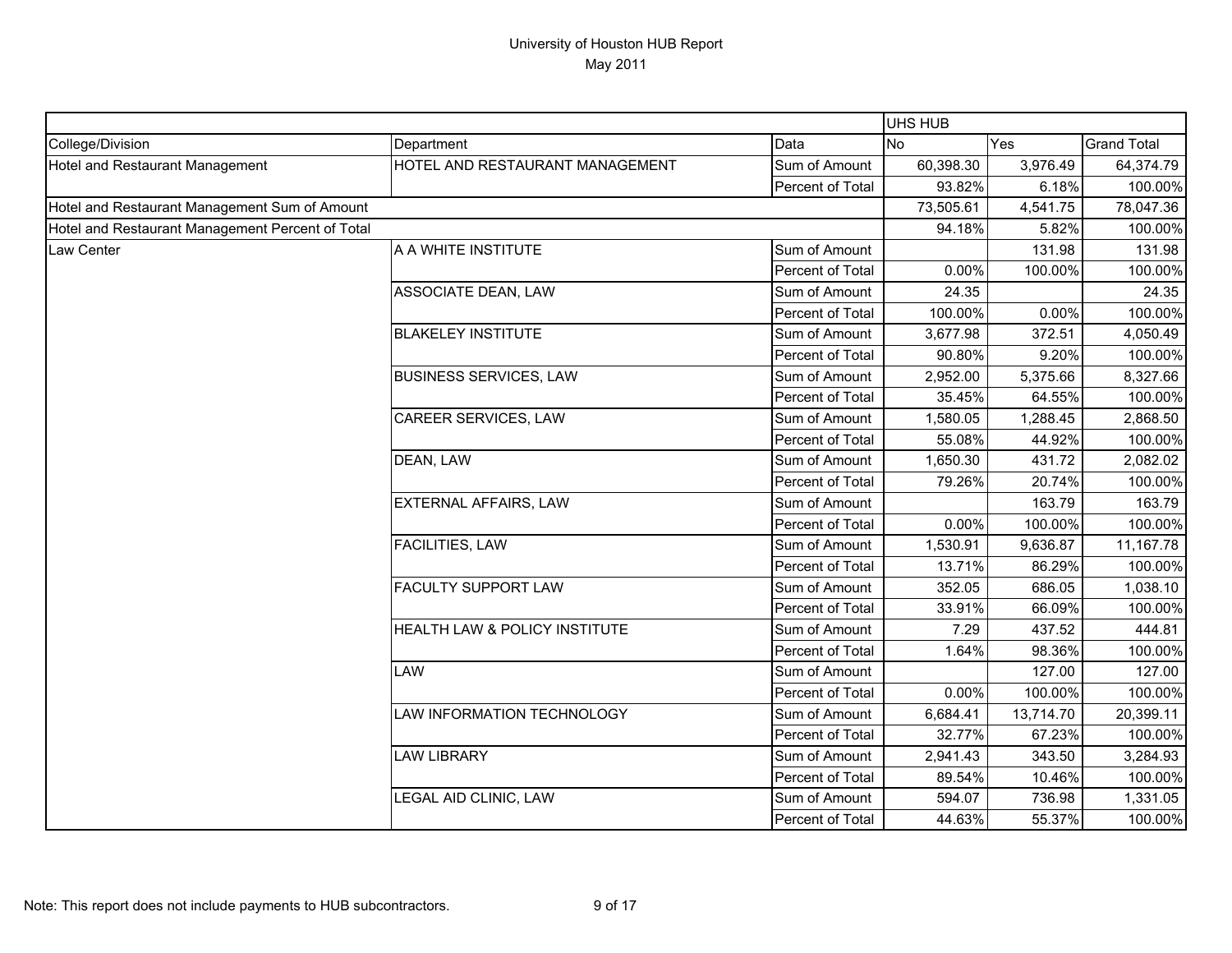# University of Houston HUB Report

May 2011

| | | | UHS HUB | | |
|---|---|---|---|---|---|
| College/Division | Department | Data | No | Yes | Grand Total |
| Hotel and Restaurant Management | HOTEL AND RESTAURANT MANAGEMENT | Sum of Amount | 60,398.30 | 3,976.49 | 64,374.79 |
| | | Percent of Total | 93.82% | 6.18% | 100.00% |
| Hotel and Restaurant Management Sum of Amount | | | 73,505.61 | 4,541.75 | 78,047.36 |
| Hotel and Restaurant Management Percent of Total | | | 94.18% | 5.82% | 100.00% |
| Law Center | A A WHITE INSTITUTE | Sum of Amount | | 131.98 | 131.98 |
| | | Percent of Total | 0.00% | 100.00% | 100.00% |
| | ASSOCIATE DEAN, LAW | Sum of Amount | 24.35 | | 24.35 |
| | | Percent of Total | 100.00% | 0.00% | 100.00% |
| | BLAKELEY INSTITUTE | Sum of Amount | 3,677.98 | 372.51 | 4,050.49 |
| | | Percent of Total | 90.80% | 9.20% | 100.00% |
| | BUSINESS SERVICES, LAW | Sum of Amount | 2,952.00 | 5,375.66 | 8,327.66 |
| | | Percent of Total | 35.45% | 64.55% | 100.00% |
| | CAREER SERVICES, LAW | Sum of Amount | 1,580.05 | 1,288.45 | 2,868.50 |
| | | Percent of Total | 55.08% | 44.92% | 100.00% |
| | DEAN, LAW | Sum of Amount | 1,650.30 | 431.72 | 2,082.02 |
| | | Percent of Total | 79.26% | 20.74% | 100.00% |
| | EXTERNAL AFFAIRS, LAW | Sum of Amount | | 163.79 | 163.79 |
| | | Percent of Total | 0.00% | 100.00% | 100.00% |
| | FACILITIES, LAW | Sum of Amount | 1,530.91 | 9,636.87 | 11,167.78 |
| | | Percent of Total | 13.71% | 86.29% | 100.00% |
| | FACULTY SUPPORT LAW | Sum of Amount | 352.05 | 686.05 | 1,038.10 |
| | | Percent of Total | 33.91% | 66.09% | 100.00% |
| | HEALTH LAW & POLICY INSTITUTE | Sum of Amount | 7.29 | 437.52 | 444.81 |
| | | Percent of Total | 1.64% | 98.36% | 100.00% |
| | LAW | Sum of Amount | | 127.00 | 127.00 |
| | | Percent of Total | 0.00% | 100.00% | 100.00% |
| | LAW INFORMATION TECHNOLOGY | Sum of Amount | 6,684.41 | 13,714.70 | 20,399.11 |
| | | Percent of Total | 32.77% | 67.23% | 100.00% |
| | LAW LIBRARY | Sum of Amount | 2,941.43 | 343.50 | 3,284.93 |
| | | Percent of Total | 89.54% | 10.46% | 100.00% |
| | LEGAL AID CLINIC, LAW | Sum of Amount | 594.07 | 736.98 | 1,331.05 |
| | | Percent of Total | 44.63% | 55.37% | 100.00% |

Note: This report does not include payments to HUB subcontractors.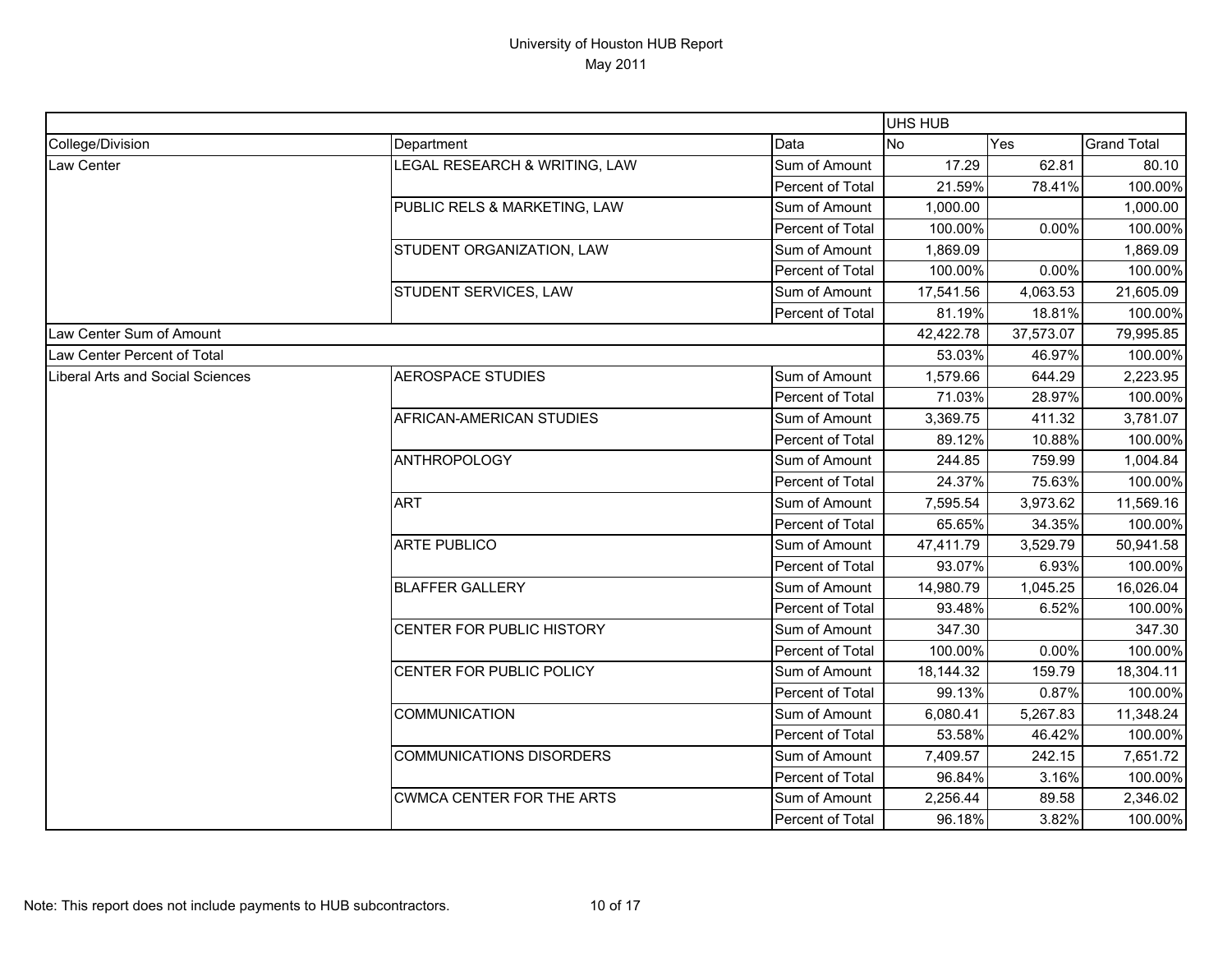# University of Houston HUB Report

May 2011

| | | | UHS HUB | | |
|---|---|---|---|---|---|
| College/Division | Department | Data | No | Yes | Grand Total |
| Law Center | LEGAL RESEARCH & WRITING, LAW | Sum of Amount | 17.29 | 62.81 | 80.10 |
| | | Percent of Total | 21.59% | 78.41% | 100.00% |
| | PUBLIC RELS & MARKETING, LAW | Sum of Amount | 1,000.00 | | 1,000.00 |
| | | Percent of Total | 100.00% | 0.00% | 100.00% |
| | STUDENT ORGANIZATION, LAW | Sum of Amount | 1,869.09 | | 1,869.09 |
| | | Percent of Total | 100.00% | 0.00% | 100.00% |
| | STUDENT SERVICES, LAW | Sum of Amount | 17,541.56 | 4,063.53 | 21,605.09 |
| | | Percent of Total | 81.19% | 18.81% | 100.00% |
| Law Center Sum of Amount | | | 42,422.78 | 37,573.07 | 79,995.85 |
| Law Center Percent of Total | | | 53.03% | 46.97% | 100.00% |
| Liberal Arts and Social Sciences | AEROSPACE STUDIES | Sum of Amount | 1,579.66 | 644.29 | 2,223.95 |
| | | Percent of Total | 71.03% | 28.97% | 100.00% |
| | AFRICAN-AMERICAN STUDIES | Sum of Amount | 3,369.75 | 411.32 | 3,781.07 |
| | | Percent of Total | 89.12% | 10.88% | 100.00% |
| | ANTHROPOLOGY | Sum of Amount | 244.85 | 759.99 | 1,004.84 |
| | | Percent of Total | 24.37% | 75.63% | 100.00% |
| | ART | Sum of Amount | 7,595.54 | 3,973.62 | 11,569.16 |
| | | Percent of Total | 65.65% | 34.35% | 100.00% |
| | ARTE PUBLICO | Sum of Amount | 47,411.79 | 3,529.79 | 50,941.58 |
| | | Percent of Total | 93.07% | 6.93% | 100.00% |
| | BLAFFER GALLERY | Sum of Amount | 14,980.79 | 1,045.25 | 16,026.04 |
| | | Percent of Total | 93.48% | 6.52% | 100.00% |
| | CENTER FOR PUBLIC HISTORY | Sum of Amount | 347.30 | | 347.30 |
| | | Percent of Total | 100.00% | 0.00% | 100.00% |
| | CENTER FOR PUBLIC POLICY | Sum of Amount | 18,144.32 | 159.79 | 18,304.11 |
| | | Percent of Total | 99.13% | 0.87% | 100.00% |
| | COMMUNICATION | Sum of Amount | 6,080.41 | 5,267.83 | 11,348.24 |
| | | Percent of Total | 53.58% | 46.42% | 100.00% |
| | COMMUNICATIONS DISORDERS | Sum of Amount | 7,409.57 | 242.15 | 7,651.72 |
| | | Percent of Total | 96.84% | 3.16% | 100.00% |
| | CWMCA CENTER FOR THE ARTS | Sum of Amount | 2,256.44 | 89.58 | 2,346.02 |
| | | Percent of Total | 96.18% | 3.82% | 100.00% |

Note: This report does not include payments to HUB subcontractors.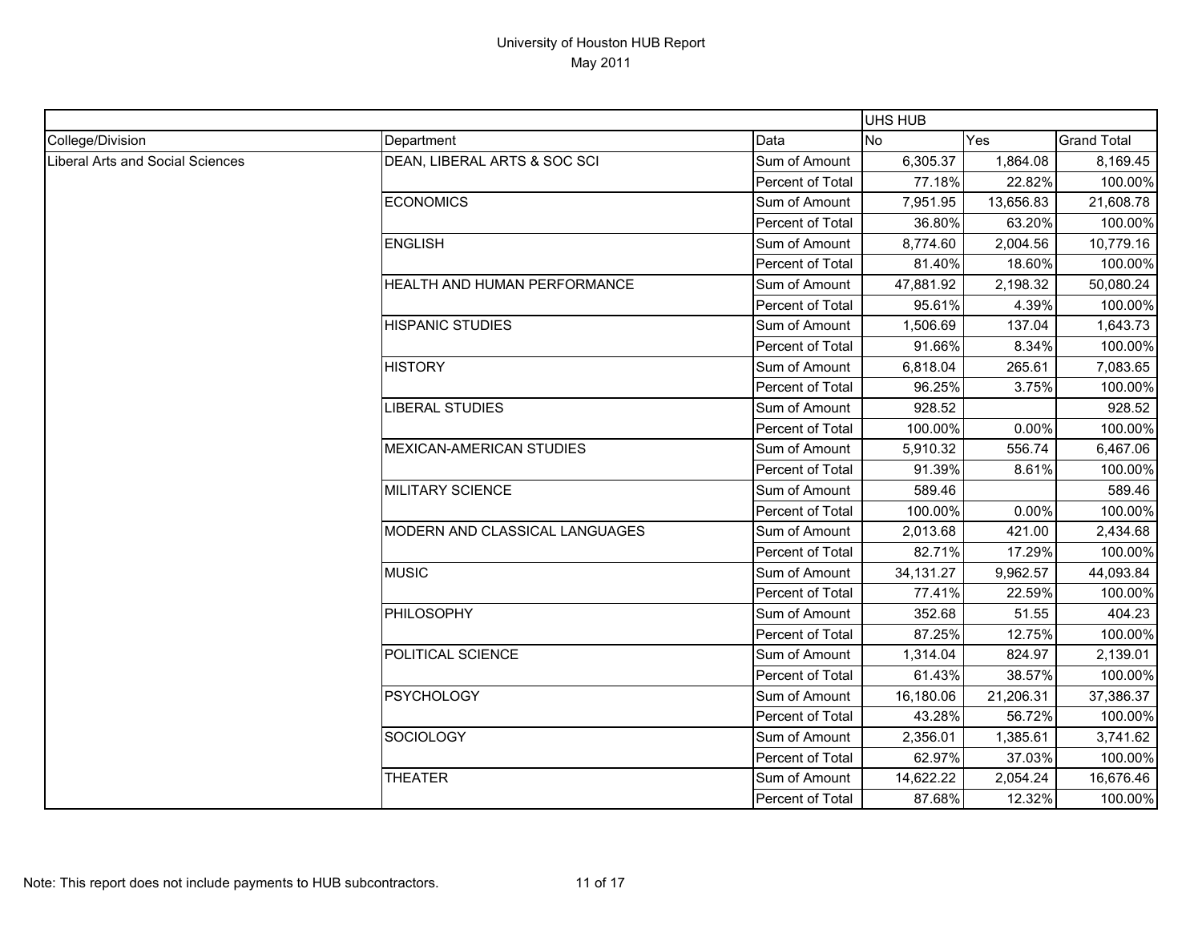# University of Houston HUB Report

May 2011

| College/Division | Department | Data | UHS HUB No | Yes | Grand Total |
|---|---|---|---|---|---|
| Liberal Arts and Social Sciences | DEAN, LIBERAL ARTS & SOC SCI | Sum of Amount | 6,305.37 | 1,864.08 | 8,169.45 |
| | | Percent of Total | 77.18% | 22.82% | 100.00% |
| | ECONOMICS | Sum of Amount | 7,951.95 | 13,656.83 | 21,608.78 |
| | | Percent of Total | 36.80% | 63.20% | 100.00% |
| | ENGLISH | Sum of Amount | 8,774.60 | 2,004.56 | 10,779.16 |
| | | Percent of Total | 81.40% | 18.60% | 100.00% |
| | HEALTH AND HUMAN PERFORMANCE | Sum of Amount | 47,881.92 | 2,198.32 | 50,080.24 |
| | | Percent of Total | 95.61% | 4.39% | 100.00% |
| | HISPANIC STUDIES | Sum of Amount | 1,506.69 | 137.04 | 1,643.73 |
| | | Percent of Total | 91.66% | 8.34% | 100.00% |
| | HISTORY | Sum of Amount | 6,818.04 | 265.61 | 7,083.65 |
| | | Percent of Total | 96.25% | 3.75% | 100.00% |
| | LIBERAL STUDIES | Sum of Amount | 928.52 | | 928.52 |
| | | Percent of Total | 100.00% | 0.00% | 100.00% |
| | MEXICAN-AMERICAN STUDIES | Sum of Amount | 5,910.32 | 556.74 | 6,467.06 |
| | | Percent of Total | 91.39% | 8.61% | 100.00% |
| | MILITARY SCIENCE | Sum of Amount | 589.46 | | 589.46 |
| | | Percent of Total | 100.00% | 0.00% | 100.00% |
| | MODERN AND CLASSICAL LANGUAGES | Sum of Amount | 2,013.68 | 421.00 | 2,434.68 |
| | | Percent of Total | 82.71% | 17.29% | 100.00% |
| | MUSIC | Sum of Amount | 34,131.27 | 9,962.57 | 44,093.84 |
| | | Percent of Total | 77.41% | 22.59% | 100.00% |
| | PHILOSOPHY | Sum of Amount | 352.68 | 51.55 | 404.23 |
| | | Percent of Total | 87.25% | 12.75% | 100.00% |
| | POLITICAL SCIENCE | Sum of Amount | 1,314.04 | 824.97 | 2,139.01 |
| | | Percent of Total | 61.43% | 38.57% | 100.00% |
| | PSYCHOLOGY | Sum of Amount | 16,180.06 | 21,206.31 | 37,386.37 |
| | | Percent of Total | 43.28% | 56.72% | 100.00% |
| | SOCIOLOGY | Sum of Amount | 2,356.01 | 1,385.61 | 3,741.62 |
| | | Percent of Total | 62.97% | 37.03% | 100.00% |
| | THEATER | Sum of Amount | 14,622.22 | 2,054.24 | 16,676.46 |
| | | Percent of Total | 87.68% | 12.32% | 100.00% |

Note: This report does not include payments to HUB subcontractors.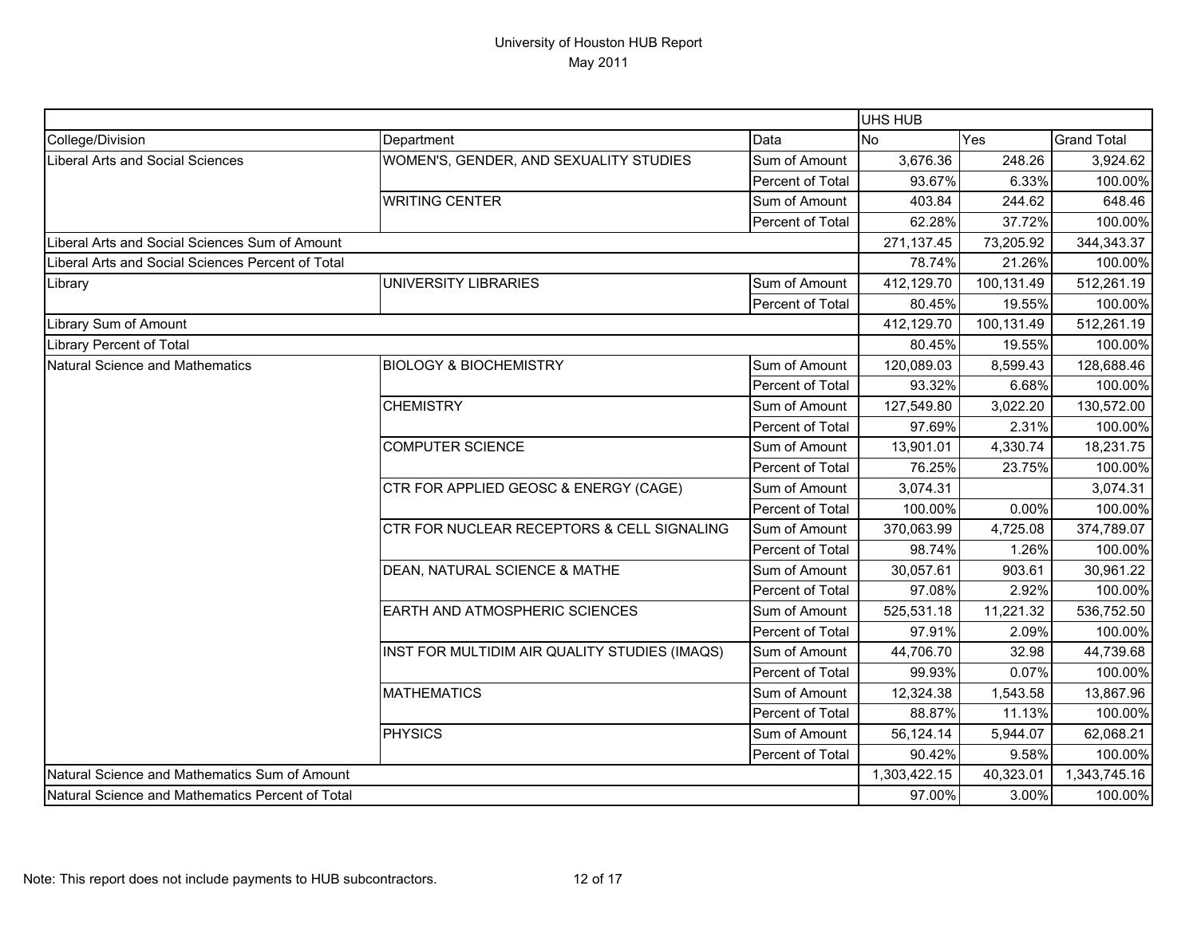# University of Houston HUB Report

May 2011

| College/Division | Department | Data | UHS HUB No | Yes | Grand Total |
|---|---|---|---|---|---|
| Liberal Arts and Social Sciences | WOMEN'S, GENDER, AND SEXUALITY STUDIES | Sum of Amount | 3,676.36 | 248.26 | 3,924.62 |
| | | Percent of Total | 93.67% | 6.33% | 100.00% |
| | WRITING CENTER | Sum of Amount | 403.84 | 244.62 | 648.46 |
| | | Percent of Total | 62.28% | 37.72% | 100.00% |
| Liberal Arts and Social Sciences Sum of Amount | | | 271,137.45 | 73,205.92 | 344,343.37 |
| Liberal Arts and Social Sciences Percent of Total | | | 78.74% | 21.26% | 100.00% |
| Library | UNIVERSITY LIBRARIES | Sum of Amount | 412,129.70 | 100,131.49 | 512,261.19 |
| | | Percent of Total | 80.45% | 19.55% | 100.00% |
| Library Sum of Amount | | | 412,129.70 | 100,131.49 | 512,261.19 |
| Library Percent of Total | | | 80.45% | 19.55% | 100.00% |
| Natural Science and Mathematics | BIOLOGY & BIOCHEMISTRY | Sum of Amount | 120,089.03 | 8,599.43 | 128,688.46 |
| | | Percent of Total | 93.32% | 6.68% | 100.00% |
| | CHEMISTRY | Sum of Amount | 127,549.80 | 3,022.20 | 130,572.00 |
| | | Percent of Total | 97.69% | 2.31% | 100.00% |
| | COMPUTER SCIENCE | Sum of Amount | 13,901.01 | 4,330.74 | 18,231.75 |
| | | Percent of Total | 76.25% | 23.75% | 100.00% |
| | CTR FOR APPLIED GEOSC & ENERGY (CAGE) | Sum of Amount | 3,074.31 | | 3,074.31 |
| | | Percent of Total | 100.00% | 0.00% | 100.00% |
| | CTR FOR NUCLEAR RECEPTORS & CELL SIGNALING | Sum of Amount | 370,063.99 | 4,725.08 | 374,789.07 |
| | | Percent of Total | 98.74% | 1.26% | 100.00% |
| | DEAN, NATURAL SCIENCE & MATHE | Sum of Amount | 30,057.61 | 903.61 | 30,961.22 |
| | | Percent of Total | 97.08% | 2.92% | 100.00% |
| | EARTH AND ATMOSPHERIC SCIENCES | Sum of Amount | 525,531.18 | 11,221.32 | 536,752.50 |
| | | Percent of Total | 97.91% | 2.09% | 100.00% |
| | INST FOR MULTIDIM AIR QUALITY STUDIES (IMAQS) | Sum of Amount | 44,706.70 | 32.98 | 44,739.68 |
| | | Percent of Total | 99.93% | 0.07% | 100.00% |
| | MATHEMATICS | Sum of Amount | 12,324.38 | 1,543.58 | 13,867.96 |
| | | Percent of Total | 88.87% | 11.13% | 100.00% |
| | PHYSICS | Sum of Amount | 56,124.14 | 5,944.07 | 62,068.21 |
| | | Percent of Total | 90.42% | 9.58% | 100.00% |
| Natural Science and Mathematics Sum of Amount | | | 1,303,422.15 | 40,323.01 | 1,343,745.16 |
| Natural Science and Mathematics Percent of Total | | | 97.00% | 3.00% | 100.00% |

Note: This report does not include payments to HUB subcontractors.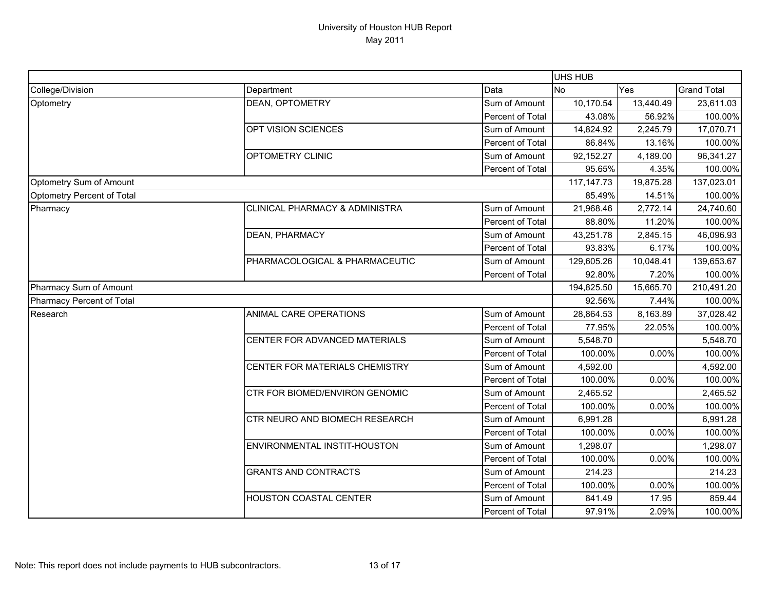# University of Houston HUB Report

May 2011

| | | | UHS HUB | | |
|---|---|---|---|---|---|
| College/Division | Department | Data | No | Yes | Grand Total |
| Optometry | DEAN, OPTOMETRY | Sum of Amount | 10,170.54 | 13,440.49 | 23,611.03 |
| | | Percent of Total | 43.08% | 56.92% | 100.00% |
| | OPT VISION SCIENCES | Sum of Amount | 14,824.92 | 2,245.79 | 17,070.71 |
| | | Percent of Total | 86.84% | 13.16% | 100.00% |
| | OPTOMETRY CLINIC | Sum of Amount | 92,152.27 | 4,189.00 | 96,341.27 |
| | | Percent of Total | 95.65% | 4.35% | 100.00% |
| Optometry Sum of Amount | | | 117,147.73 | 19,875.28 | 137,023.01 |
| Optometry Percent of Total | | | 85.49% | 14.51% | 100.00% |
| Pharmacy | CLINICAL PHARMACY & ADMINISTRA | Sum of Amount | 21,968.46 | 2,772.14 | 24,740.60 |
| | | Percent of Total | 88.80% | 11.20% | 100.00% |
| | DEAN, PHARMACY | Sum of Amount | 43,251.78 | 2,845.15 | 46,096.93 |
| | | Percent of Total | 93.83% | 6.17% | 100.00% |
| | PHARMACOLOGICAL & PHARMACEUTIC | Sum of Amount | 129,605.26 | 10,048.41 | 139,653.67 |
| | | Percent of Total | 92.80% | 7.20% | 100.00% |
| Pharmacy Sum of Amount | | | 194,825.50 | 15,665.70 | 210,491.20 |
| Pharmacy Percent of Total | | | 92.56% | 7.44% | 100.00% |
| Research | ANIMAL CARE OPERATIONS | Sum of Amount | 28,864.53 | 8,163.89 | 37,028.42 |
| | | Percent of Total | 77.95% | 22.05% | 100.00% |
| | CENTER FOR ADVANCED MATERIALS | Sum of Amount | 5,548.70 | | 5,548.70 |
| | | Percent of Total | 100.00% | 0.00% | 100.00% |
| | CENTER FOR MATERIALS CHEMISTRY | Sum of Amount | 4,592.00 | | 4,592.00 |
| | | Percent of Total | 100.00% | 0.00% | 100.00% |
| | CTR FOR BIOMED/ENVIRON GENOMIC | Sum of Amount | 2,465.52 | | 2,465.52 |
| | | Percent of Total | 100.00% | 0.00% | 100.00% |
| | CTR NEURO AND BIOMECH RESEARCH | Sum of Amount | 6,991.28 | | 6,991.28 |
| | | Percent of Total | 100.00% | 0.00% | 100.00% |
| | ENVIRONMENTAL INSTIT-HOUSTON | Sum of Amount | 1,298.07 | | 1,298.07 |
| | | Percent of Total | 100.00% | 0.00% | 100.00% |
| | GRANTS AND CONTRACTS | Sum of Amount | 214.23 | | 214.23 |
| | | Percent of Total | 100.00% | 0.00% | 100.00% |
| | HOUSTON COASTAL CENTER | Sum of Amount | 841.49 | 17.95 | 859.44 |
| | | Percent of Total | 97.91% | 2.09% | 100.00% |

Note: This report does not include payments to HUB subcontractors.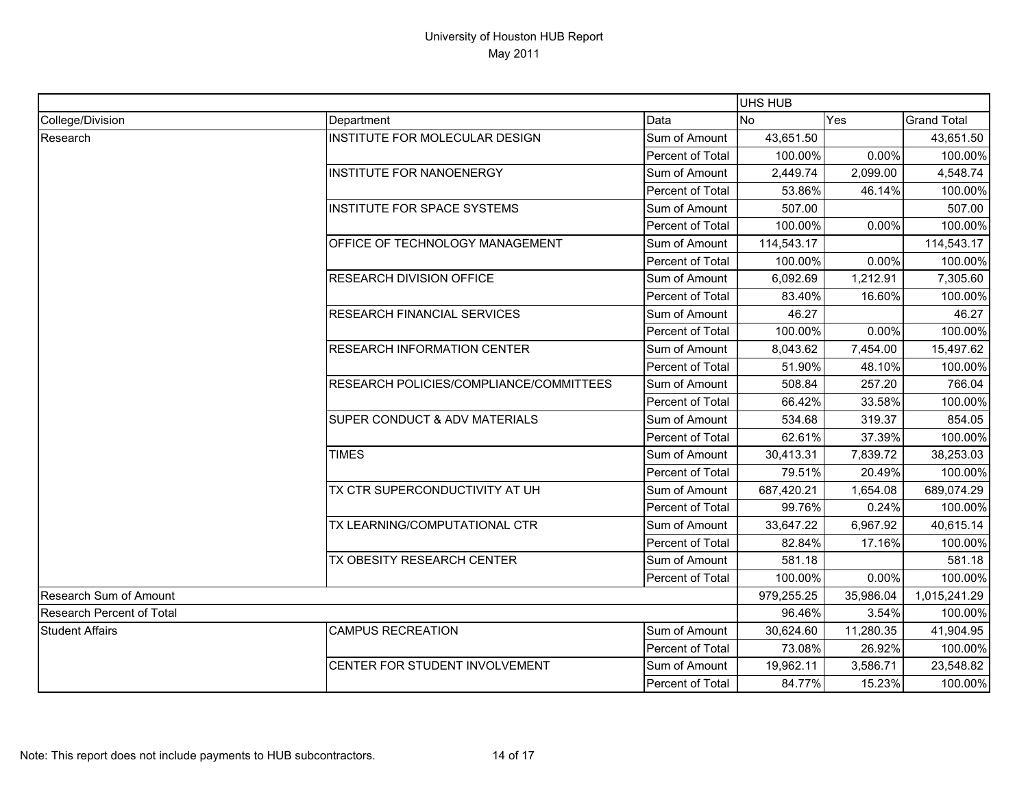# University of Houston HUB Report
May 2011

| | | | UHS HUB | | |
|---|---|---|---|---|---|
| College/Division | Department | Data | No | Yes | Grand Total |
| Research | INSTITUTE FOR MOLECULAR DESIGN | Sum of Amount | 43,651.50 | | 43,651.50 |
| | | Percent of Total | 100.00% | 0.00% | 100.00% |
| | INSTITUTE FOR NANOENERGY | Sum of Amount | 2,449.74 | 2,099.00 | 4,548.74 |
| | | Percent of Total | 53.86% | 46.14% | 100.00% |
| | INSTITUTE FOR SPACE SYSTEMS | Sum of Amount | 507.00 | | 507.00 |
| | | Percent of Total | 100.00% | 0.00% | 100.00% |
| | OFFICE OF TECHNOLOGY MANAGEMENT | Sum of Amount | 114,543.17 | | 114,543.17 |
| | | Percent of Total | 100.00% | 0.00% | 100.00% |
| | RESEARCH DIVISION OFFICE | Sum of Amount | 6,092.69 | 1,212.91 | 7,305.60 |
| | | Percent of Total | 83.40% | 16.60% | 100.00% |
| | RESEARCH FINANCIAL SERVICES | Sum of Amount | 46.27 | | 46.27 |
| | | Percent of Total | 100.00% | 0.00% | 100.00% |
| | RESEARCH INFORMATION CENTER | Sum of Amount | 8,043.62 | 7,454.00 | 15,497.62 |
| | | Percent of Total | 51.90% | 48.10% | 100.00% |
| | RESEARCH POLICIES/COMPLIANCE/COMMITTEES | Sum of Amount | 508.84 | 257.20 | 766.04 |
| | | Percent of Total | 66.42% | 33.58% | 100.00% |
| | SUPER CONDUCT & ADV MATERIALS | Sum of Amount | 534.68 | 319.37 | 854.05 |
| | | Percent of Total | 62.61% | 37.39% | 100.00% |
| | TIMES | Sum of Amount | 30,413.31 | 7,839.72 | 38,253.03 |
| | | Percent of Total | 79.51% | 20.49% | 100.00% |
| | TX CTR SUPERCONDUCTIVITY AT UH | Sum of Amount | 687,420.21 | 1,654.08 | 689,074.29 |
| | | Percent of Total | 99.76% | 0.24% | 100.00% |
| | TX LEARNING/COMPUTATIONAL CTR | Sum of Amount | 33,647.22 | 6,967.92 | 40,615.14 |
| | | Percent of Total | 82.84% | 17.16% | 100.00% |
| | TX OBESITY RESEARCH CENTER | Sum of Amount | 581.18 | | 581.18 |
| | | Percent of Total | 100.00% | 0.00% | 100.00% |
| Research Sum of Amount | | | 979,255.25 | 35,986.04 | 1,015,241.29 |
| Research Percent of Total | | | 96.46% | 3.54% | 100.00% |
| Student Affairs | CAMPUS RECREATION | Sum of Amount | 30,624.60 | 11,280.35 | 41,904.95 |
| | | Percent of Total | 73.08% | 26.92% | 100.00% |
| | CENTER FOR STUDENT INVOLVEMENT | Sum of Amount | 19,962.11 | 3,586.71 | 23,548.82 |
| | | Percent of Total | 84.77% | 15.23% | 100.00% |

Note: This report does not include payments to HUB subcontractors.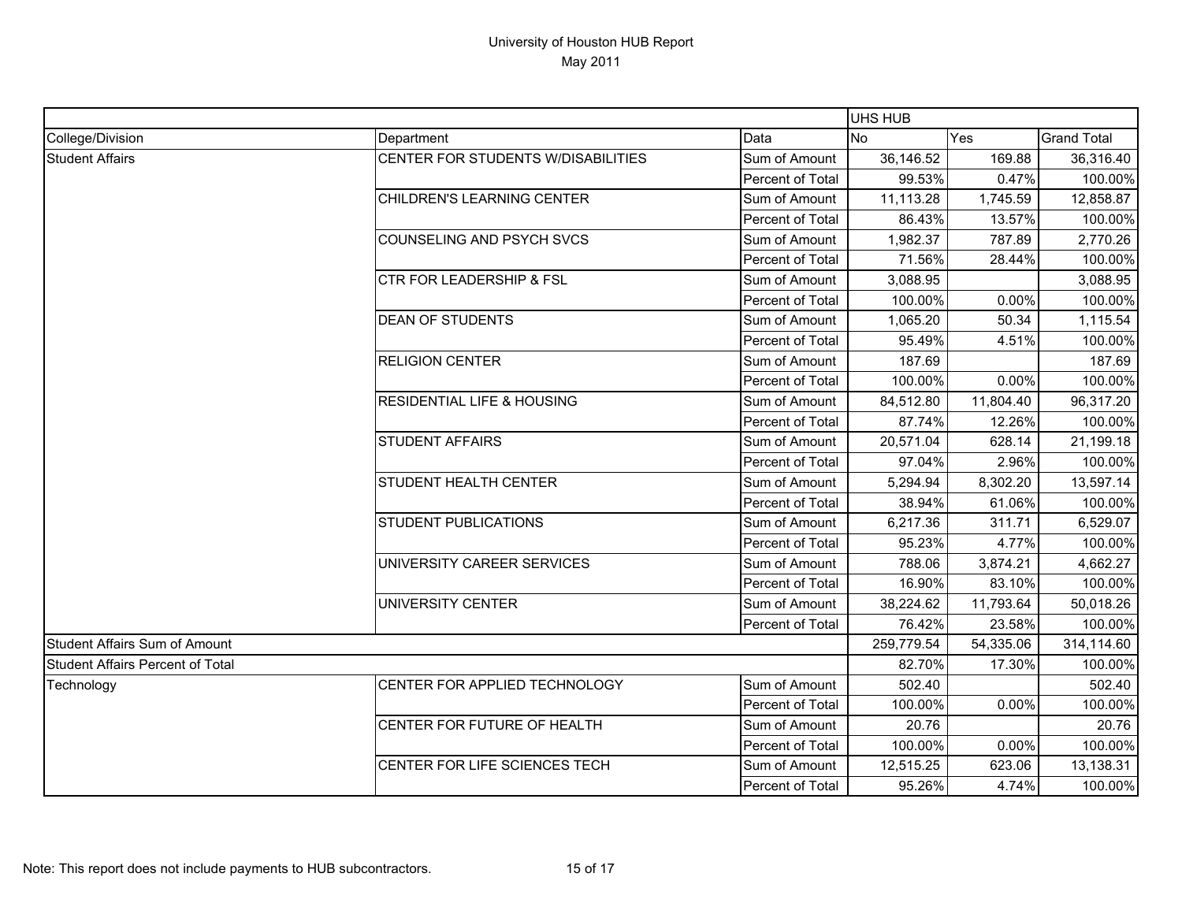# University of Houston HUB Report

May 2011

| | | | UHS HUB | | |
|---|---|---|---|---|---|
| College/Division | Department | Data | No | Yes | Grand Total |
| Student Affairs | CENTER FOR STUDENTS W/DISABILITIES | Sum of Amount | 36,146.52 | 169.88 | 36,316.40 |
| | | Percent of Total | 99.53% | 0.47% | 100.00% |
| | CHILDREN'S LEARNING CENTER | Sum of Amount | 11,113.28 | 1,745.59 | 12,858.87 |
| | | Percent of Total | 86.43% | 13.57% | 100.00% |
| | COUNSELING AND PSYCH SVCS | Sum of Amount | 1,982.37 | 787.89 | 2,770.26 |
| | | Percent of Total | 71.56% | 28.44% | 100.00% |
| | CTR FOR LEADERSHIP & FSL | Sum of Amount | 3,088.95 | | 3,088.95 |
| | | Percent of Total | 100.00% | 0.00% | 100.00% |
| | DEAN OF STUDENTS | Sum of Amount | 1,065.20 | 50.34 | 1,115.54 |
| | | Percent of Total | 95.49% | 4.51% | 100.00% |
| | RELIGION CENTER | Sum of Amount | 187.69 | | 187.69 |
| | | Percent of Total | 100.00% | 0.00% | 100.00% |
| | RESIDENTIAL LIFE & HOUSING | Sum of Amount | 84,512.80 | 11,804.40 | 96,317.20 |
| | | Percent of Total | 87.74% | 12.26% | 100.00% |
| | STUDENT AFFAIRS | Sum of Amount | 20,571.04 | 628.14 | 21,199.18 |
| | | Percent of Total | 97.04% | 2.96% | 100.00% |
| | STUDENT HEALTH CENTER | Sum of Amount | 5,294.94 | 8,302.20 | 13,597.14 |
| | | Percent of Total | 38.94% | 61.06% | 100.00% |
| | STUDENT PUBLICATIONS | Sum of Amount | 6,217.36 | 311.71 | 6,529.07 |
| | | Percent of Total | 95.23% | 4.77% | 100.00% |
| | UNIVERSITY CAREER SERVICES | Sum of Amount | 788.06 | 3,874.21 | 4,662.27 |
| | | Percent of Total | 16.90% | 83.10% | 100.00% |
| | UNIVERSITY CENTER | Sum of Amount | 38,224.62 | 11,793.64 | 50,018.26 |
| | | Percent of Total | 76.42% | 23.58% | 100.00% |
| Student Affairs Sum of Amount | | | 259,779.54 | 54,335.06 | 314,114.60 |
| Student Affairs Percent of Total | | | 82.70% | 17.30% | 100.00% |
| Technology | CENTER FOR APPLIED TECHNOLOGY | Sum of Amount | 502.40 | | 502.40 |
| | | Percent of Total | 100.00% | 0.00% | 100.00% |
| | CENTER FOR FUTURE OF HEALTH | Sum of Amount | 20.76 | | 20.76 |
| | | Percent of Total | 100.00% | 0.00% | 100.00% |
| | CENTER FOR LIFE SCIENCES TECH | Sum of Amount | 12,515.25 | 623.06 | 13,138.31 |
| | | Percent of Total | 95.26% | 4.74% | 100.00% |

Note: This report does not include payments to HUB subcontractors.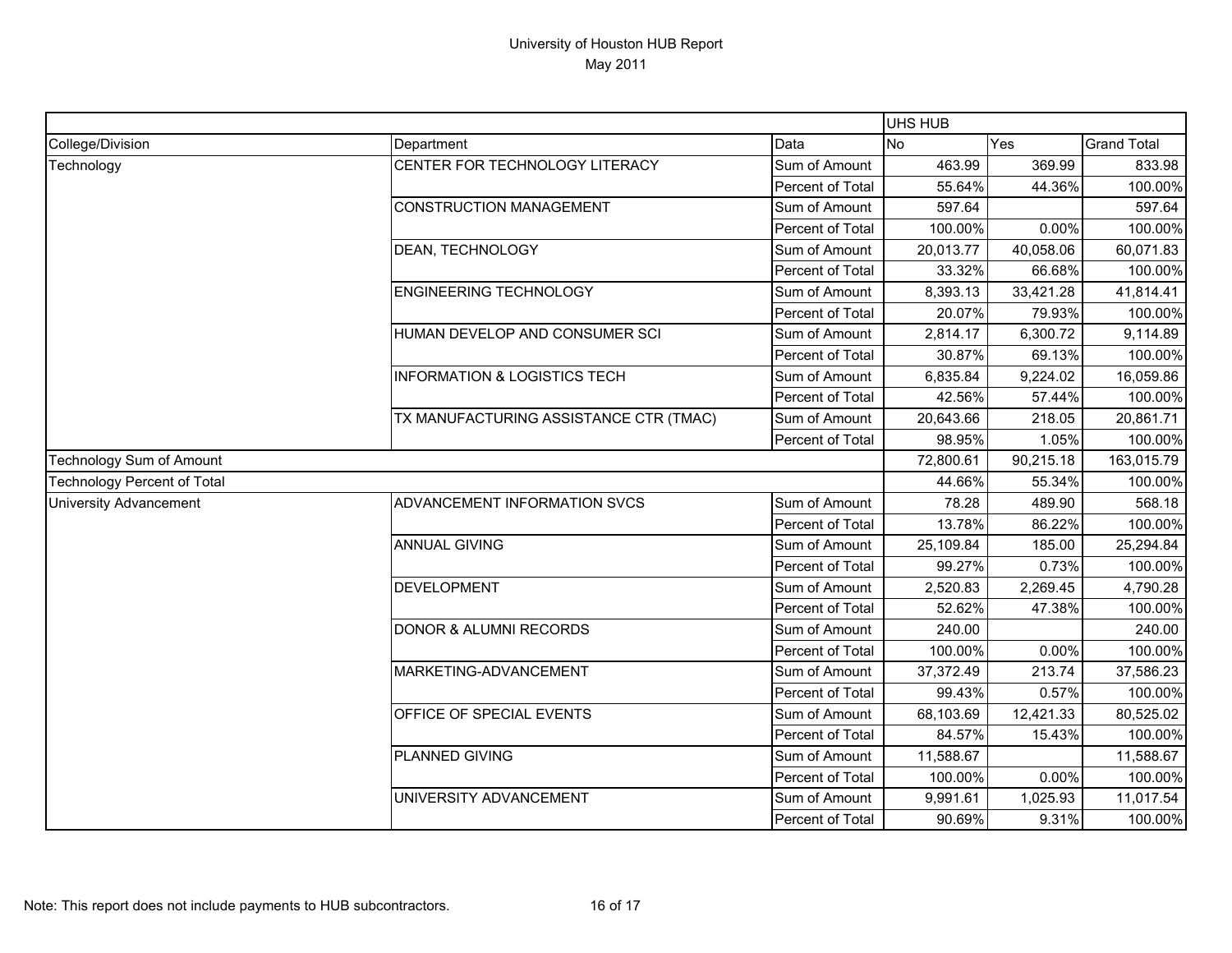# University of Houston HUB Report
May 2011

| | | | UHS HUB | | |
|---|---|---|---|---|---|
| College/Division | Department | Data | No | Yes | Grand Total |
| Technology | CENTER FOR TECHNOLOGY LITERACY | Sum of Amount | 463.99 | 369.99 | 833.98 |
| | | Percent of Total | 55.64% | 44.36% | 100.00% |
| | CONSTRUCTION MANAGEMENT | Sum of Amount | 597.64 | | 597.64 |
| | | Percent of Total | 100.00% | 0.00% | 100.00% |
| | DEAN, TECHNOLOGY | Sum of Amount | 20,013.77 | 40,058.06 | 60,071.83 |
| | | Percent of Total | 33.32% | 66.68% | 100.00% |
| | ENGINEERING TECHNOLOGY | Sum of Amount | 8,393.13 | 33,421.28 | 41,814.41 |
| | | Percent of Total | 20.07% | 79.93% | 100.00% |
| | HUMAN DEVELOP AND CONSUMER SCI | Sum of Amount | 2,814.17 | 6,300.72 | 9,114.89 |
| | | Percent of Total | 30.87% | 69.13% | 100.00% |
| | INFORMATION & LOGISTICS TECH | Sum of Amount | 6,835.84 | 9,224.02 | 16,059.86 |
| | | Percent of Total | 42.56% | 57.44% | 100.00% |
| | TX MANUFACTURING ASSISTANCE CTR (TMAC) | Sum of Amount | 20,643.66 | 218.05 | 20,861.71 |
| | | Percent of Total | 98.95% | 1.05% | 100.00% |
| Technology Sum of Amount | | | 72,800.61 | 90,215.18 | 163,015.79 |
| Technology Percent of Total | | | 44.66% | 55.34% | 100.00% |
| University Advancement | ADVANCEMENT INFORMATION SVCS | Sum of Amount | 78.28 | 489.90 | 568.18 |
| | | Percent of Total | 13.78% | 86.22% | 100.00% |
| | ANNUAL GIVING | Sum of Amount | 25,109.84 | 185.00 | 25,294.84 |
| | | Percent of Total | 99.27% | 0.73% | 100.00% |
| | DEVELOPMENT | Sum of Amount | 2,520.83 | 2,269.45 | 4,790.28 |
| | | Percent of Total | 52.62% | 47.38% | 100.00% |
| | DONOR & ALUMNI RECORDS | Sum of Amount | 240.00 | | 240.00 |
| | | Percent of Total | 100.00% | 0.00% | 100.00% |
| | MARKETING-ADVANCEMENT | Sum of Amount | 37,372.49 | 213.74 | 37,586.23 |
| | | Percent of Total | 99.43% | 0.57% | 100.00% |
| | OFFICE OF SPECIAL EVENTS | Sum of Amount | 68,103.69 | 12,421.33 | 80,525.02 |
| | | Percent of Total | 84.57% | 15.43% | 100.00% |
| | PLANNED GIVING | Sum of Amount | 11,588.67 | | 11,588.67 |
| | | Percent of Total | 100.00% | 0.00% | 100.00% |
| | UNIVERSITY ADVANCEMENT | Sum of Amount | 9,991.61 | 1,025.93 | 11,017.54 |
| | | Percent of Total | 90.69% | 9.31% | 100.00% |

Note: This report does not include payments to HUB subcontractors.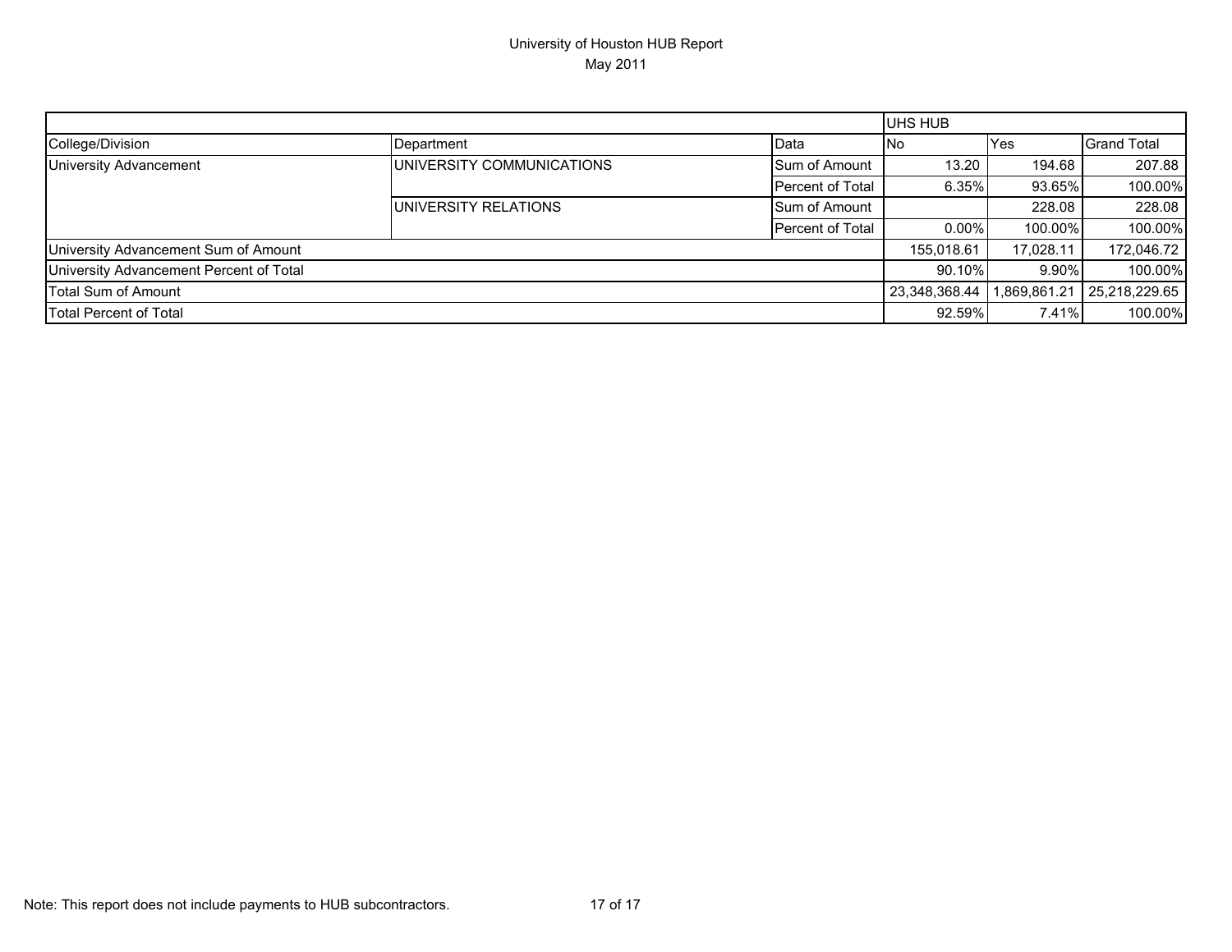University of Houston HUB Report
May 2011

| | | | UHS HUB | | |
|---|---|---|---|---|---|
| College/Division | Department | Data | No | Yes | Grand Total |
| University Advancement | UNIVERSITY COMMUNICATIONS | Sum of Amount | 13.20 | 194.68 | 207.88 |
| | | Percent of Total | 6.35% | 93.65% | 100.00% |
| | UNIVERSITY RELATIONS | Sum of Amount | | 228.08 | 228.08 |
| | | Percent of Total | 0.00% | 100.00% | 100.00% |
| University Advancement Sum of Amount | | | 155,018.61 | 17,028.11 | 172,046.72 |
| University Advancement Percent of Total | | | 90.10% | 9.90% | 100.00% |
| Total Sum of Amount | | | 23,348,368.44 | 1,869,861.21 | 25,218,229.65 |
| Total Percent of Total | | | 92.59% | 7.41% | 100.00% |

Note: This report does not include payments to HUB subcontractors.